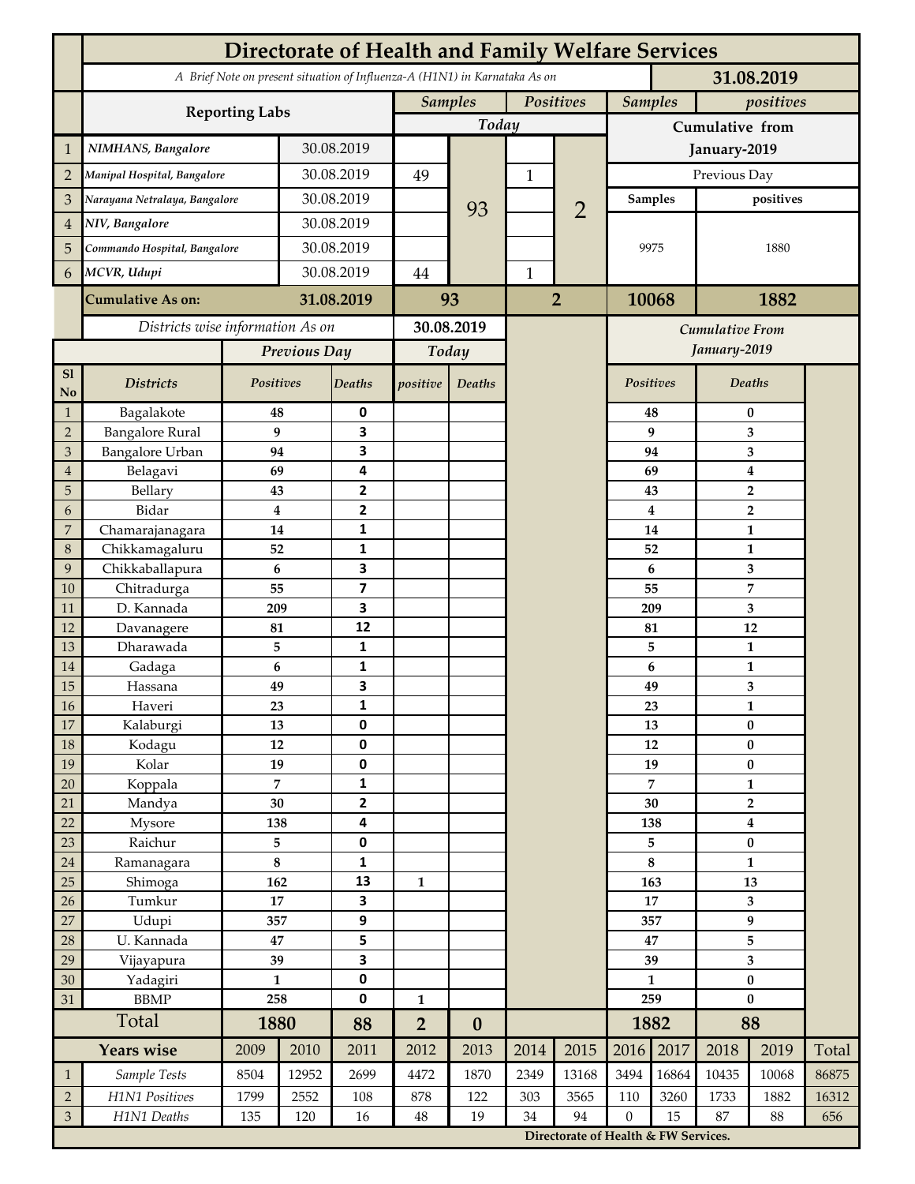# Directorate of Health and Family Welfare Services

*A Brief Note on present situation of Influenza-A (H1N1) in Karnataka As on* **31.08.2019**

| | Reporting Labs | | Samples (Today) | | Positives (Today) | | Samples (Cumulative from January-2019) | positives (Cumulative from January-2019) |
|---|---|---|---|---|---|---|---|---|
| | | | | | | | Previous Day | |
| | | | | | | | Samples | positives |
| 1 | *NIMHANS, Bangalore* | 30.08.2019 | | 93 | | 2 | 9975 | 1880 |
| 2 | *Manipal Hospital, Bangalore* | 30.08.2019 | 49 | | 1 | | | |
| 3 | *Narayana Netralaya, Bangalore* | 30.08.2019 | | | | | | |
| 4 | *NIV, Bangalore* | 30.08.2019 | | | | | | |
| 5 | *Commando Hospital, Bangalore* | 30.08.2019 | | | | | | |
| 6 | *MCVR, Udupi* | 30.08.2019 | 44 | | 1 | | | |
| | **Cumulative As on:** | **31.08.2019** | **93** | | **2** | | **10068** | **1882** |

*Districts wise information As on* **30.08.2019**

| Sl No | Districts | Previous Day Positives | Previous Day Deaths | Today positive | Today Deaths | Cumulative From January-2019 Positives | Cumulative From January-2019 Deaths |
|---|---|---|---|---|---|---|---|
| 1 | Bagalakote | 48 | 0 | | | 48 | 0 |
| 2 | Bangalore Rural | 9 | 3 | | | 9 | 3 |
| 3 | Bangalore Urban | 94 | 3 | | | 94 | 3 |
| 4 | Belagavi | 69 | 4 | | | 69 | 4 |
| 5 | Bellary | 43 | 2 | | | 43 | 2 |
| 6 | Bidar | 4 | 2 | | | 4 | 2 |
| 7 | Chamarajanagara | 14 | 1 | | | 14 | 1 |
| 8 | Chikkamagaluru | 52 | 1 | | | 52 | 1 |
| 9 | Chikkaballapura | 6 | 3 | | | 6 | 3 |
| 10 | Chitradurga | 55 | 7 | | | 55 | 7 |
| 11 | D. Kannada | 209 | 3 | | | 209 | 3 |
| 12 | Davanagere | 81 | 12 | | | 81 | 12 |
| 13 | Dharawada | 5 | 1 | | | 5 | 1 |
| 14 | Gadaga | 6 | 1 | | | 6 | 1 |
| 15 | Hassana | 49 | 3 | | | 49 | 3 |
| 16 | Haveri | 23 | 1 | | | 23 | 1 |
| 17 | Kalaburgi | 13 | 0 | | | 13 | 0 |
| 18 | Kodagu | 12 | 0 | | | 12 | 0 |
| 19 | Kolar | 19 | 0 | | | 19 | 0 |
| 20 | Koppala | 7 | 1 | | | 7 | 1 |
| 21 | Mandya | 30 | 2 | | | 30 | 2 |
| 22 | Mysore | 138 | 4 | | | 138 | 4 |
| 23 | Raichur | 5 | 0 | | | 5 | 0 |
| 24 | Ramanagara | 8 | 1 | | | 8 | 1 |
| 25 | Shimoga | 162 | 13 | 1 | | 163 | 13 |
| 26 | Tumkur | 17 | 3 | | | 17 | 3 |
| 27 | Udupi | 357 | 9 | | | 357 | 9 |
| 28 | U. Kannada | 47 | 5 | | | 47 | 5 |
| 29 | Vijayapura | 39 | 3 | | | 39 | 3 |
| 30 | Yadagiri | 1 | 0 | | | 1 | 0 |
| 31 | BBMP | 258 | 0 | 1 | | 259 | 0 |
| | **Total** | **1880** | **88** | **2** | **0** | **1882** | **88** |

| | Years wise | 2009 | 2010 | 2011 | 2012 | 2013 | 2014 | 2015 | 2016 | 2017 | 2018 | 2019 | Total |
|---|---|---|---|---|---|---|---|---|---|---|---|---|---|
| 1 | *Sample Tests* | 8504 | 12952 | 2699 | 4472 | 1870 | 2349 | 13168 | 3494 | 16864 | 10435 | 10068 | 86875 |
| 2 | *H1N1 Positives* | 1799 | 2552 | 108 | 878 | 122 | 303 | 3565 | 110 | 3260 | 1733 | 1882 | 16312 |
| 3 | *H1N1 Deaths* | 135 | 120 | 16 | 48 | 19 | 34 | 94 | 0 | 15 | 87 | 88 | 656 |

**Directorate of Health & FW Services.**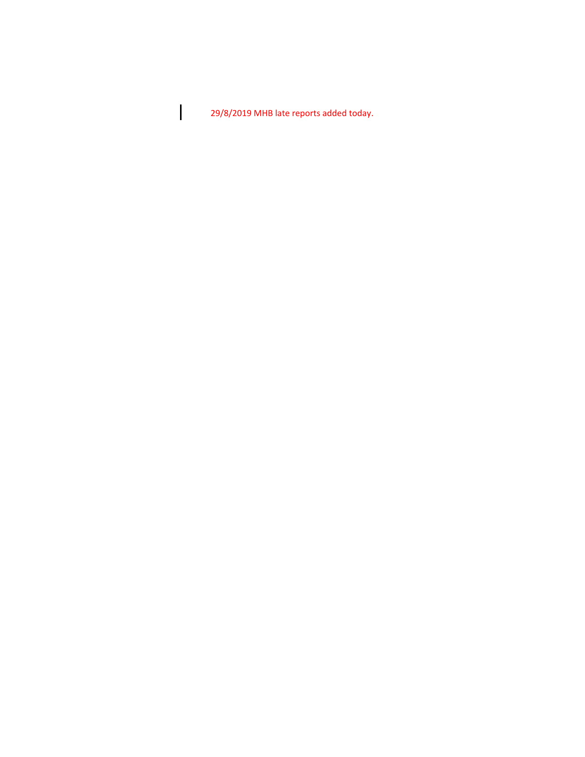29/8/2019 MHB late reports added today.